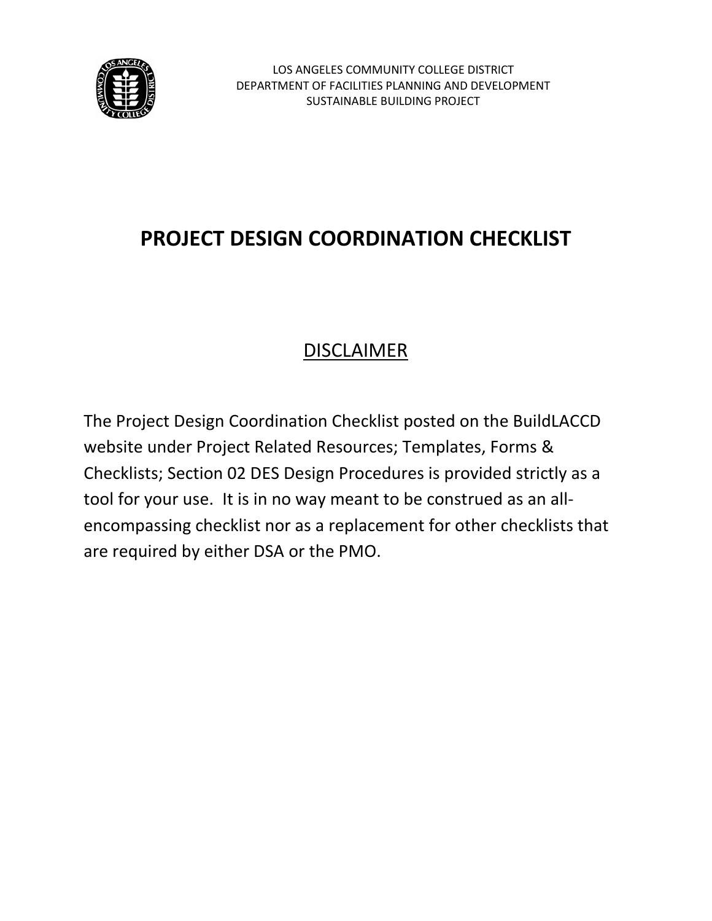LOS ANGELES COMMUNITY COLLEGE DISTRICT
DEPARTMENT OF FACILITIES PLANNING AND DEVELOPMENT
SUSTAINABLE BUILDING PROJECT

# PROJECT DESIGN COORDINATION CHECKLIST

## DISCLAIMER

The Project Design Coordination Checklist posted on the BuildLACCD website under Project Related Resources; Templates, Forms & Checklists; Section 02 DES Design Procedures is provided strictly as a tool for your use. It is in no way meant to be construed as an all-encompassing checklist nor as a replacement for other checklists that are required by either DSA or the PMO.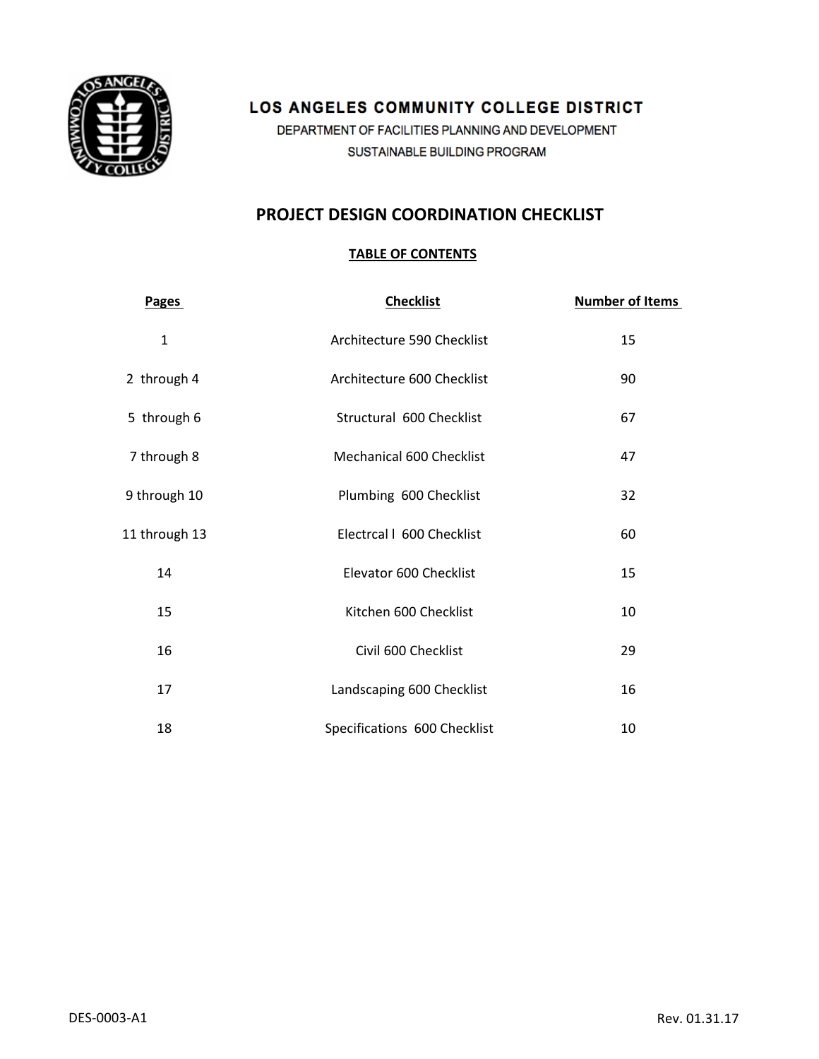# LOS ANGELES COMMUNITY COLLEGE DISTRICT

DEPARTMENT OF FACILITIES PLANNING AND DEVELOPMENT

SUSTAINABLE BUILDING PROGRAM

## PROJECT DESIGN COORDINATION CHECKLIST

### TABLE OF CONTENTS

| Pages | Checklist | Number of Items |
|---|---|---|
| 1 | Architecture 590 Checklist | 15 |
| 2 through 4 | Architecture 600 Checklist | 90 |
| 5 through 6 | Structural 600 Checklist | 67 |
| 7 through 8 | Mechanical 600 Checklist | 47 |
| 9 through 10 | Plumbing 600 Checklist | 32 |
| 11 through 13 | Electrcal l 600 Checklist | 60 |
| 14 | Elevator 600 Checklist | 15 |
| 15 | Kitchen 600 Checklist | 10 |
| 16 | Civil 600 Checklist | 29 |
| 17 | Landscaping 600 Checklist | 16 |
| 18 | Specifications 600 Checklist | 10 |

DES-0003-A1 Rev. 01.31.17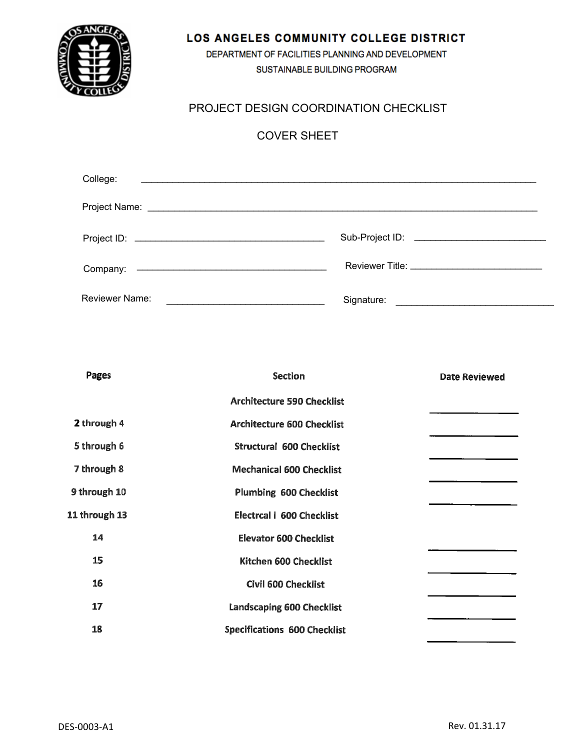# LOS ANGELES COMMUNITY COLLEGE DISTRICT

DEPARTMENT OF FACILITIES PLANNING AND DEVELOPMENT

SUSTAINABLE BUILDING PROGRAM

## PROJECT DESIGN COORDINATION CHECKLIST

## COVER SHEET

College: ____________________________________________

Project Name: ____________________________________________

Project ID: ______________________ Sub-Project ID: ______________________

Company: ______________________ Reviewer Title: ______________________

Reviewer Name: ______________________ Signature: ______________________

| Pages | Section | Date Reviewed |
|---|---|---|
| | Architecture 590 Checklist | __________ |
| 2 through 4 | Architecture 600 Checklist | __________ |
| 5 through 6 | Structural 600 Checklist | __________ |
| 7 through 8 | Mechanical 600 Checklist | __________ |
| 9 through 10 | Plumbing 600 Checklist | __________ |
| 11 through 13 | Electrcal l 600 Checklist | |
| 14 | Elevator 600 Checklist | __________ |
| 15 | Kitchen 600 Checklist | __________ |
| 16 | Civil 600 Checklist | __________ |
| 17 | Landscaping 600 Checklist | __________ |
| 18 | Specifications 600 Checklist | __________ |

DES-0003-A1

Rev. 01.31.17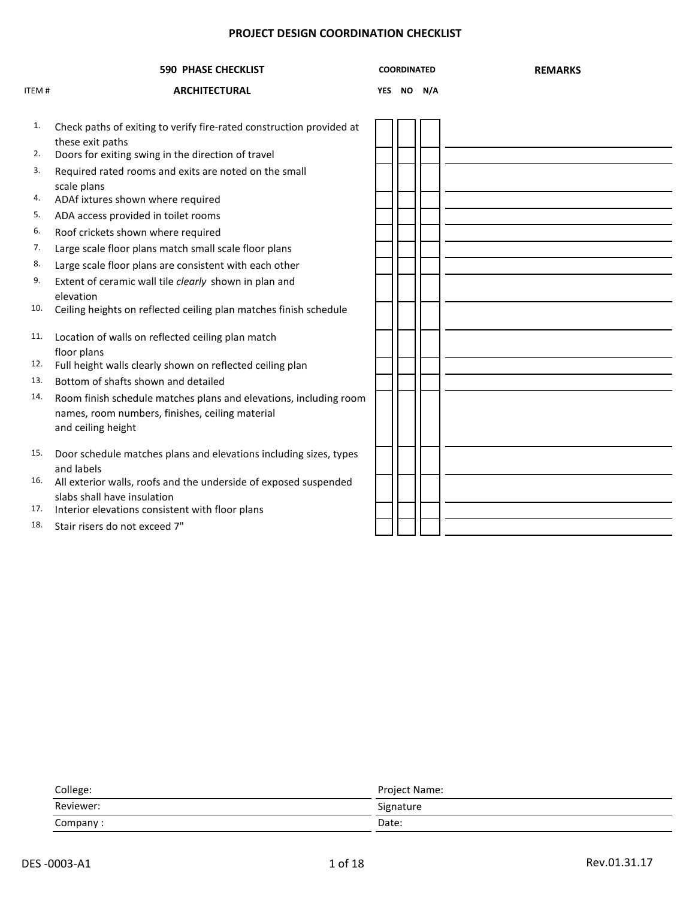# PROJECT DESIGN COORDINATION CHECKLIST

| ITEM # | 590 PHASE CHECKLIST<br>ARCHITECTURAL | COORDINATED<br>YES | <br>NO | <br>N/A | REMARKS |
|---|---|---|---|---|---|
| 1. | Check paths of exiting to verify fire-rated construction provided at these exit paths | | | | |
| 2. | Doors for exiting swing in the direction of travel | | | | |
| 3. | Required rated rooms and exits are noted on the small scale plans | | | | |
| 4. | ADAf ixtures shown where required | | | | |
| 5. | ADA access provided in toilet rooms | | | | |
| 6. | Roof crickets shown where required | | | | |
| 7. | Large scale floor plans match small scale floor plans | | | | |
| 8. | Large scale floor plans are consistent with each other | | | | |
| 9. | Extent of ceramic wall tile *clearly* shown in plan and elevation | | | | |
| 10. | Ceiling heights on reflected ceiling plan matches finish schedule | | | | |
| 11. | Location of walls on reflected ceiling plan match floor plans | | | | |
| 12. | Full height walls clearly shown on reflected ceiling plan | | | | |
| 13. | Bottom of shafts shown and detailed | | | | |
| 14. | Room finish schedule matches plans and elevations, including room names, room numbers, finishes, ceiling material and ceiling height | | | | |
| 15. | Door schedule matches plans and elevations including sizes, types and labels | | | | |
| 16. | All exterior walls, roofs and the underside of exposed suspended slabs shall have insulation | | | | |
| 17. | Interior elevations consistent with floor plans | | | | |
| 18. | Stair risers do not exceed 7" | | | | |

| | |
|---|---|
| College: | Project Name: |
| Reviewer: | Signature |
| Company : | Date: |

DES -0003-A1 Rev.01.31.17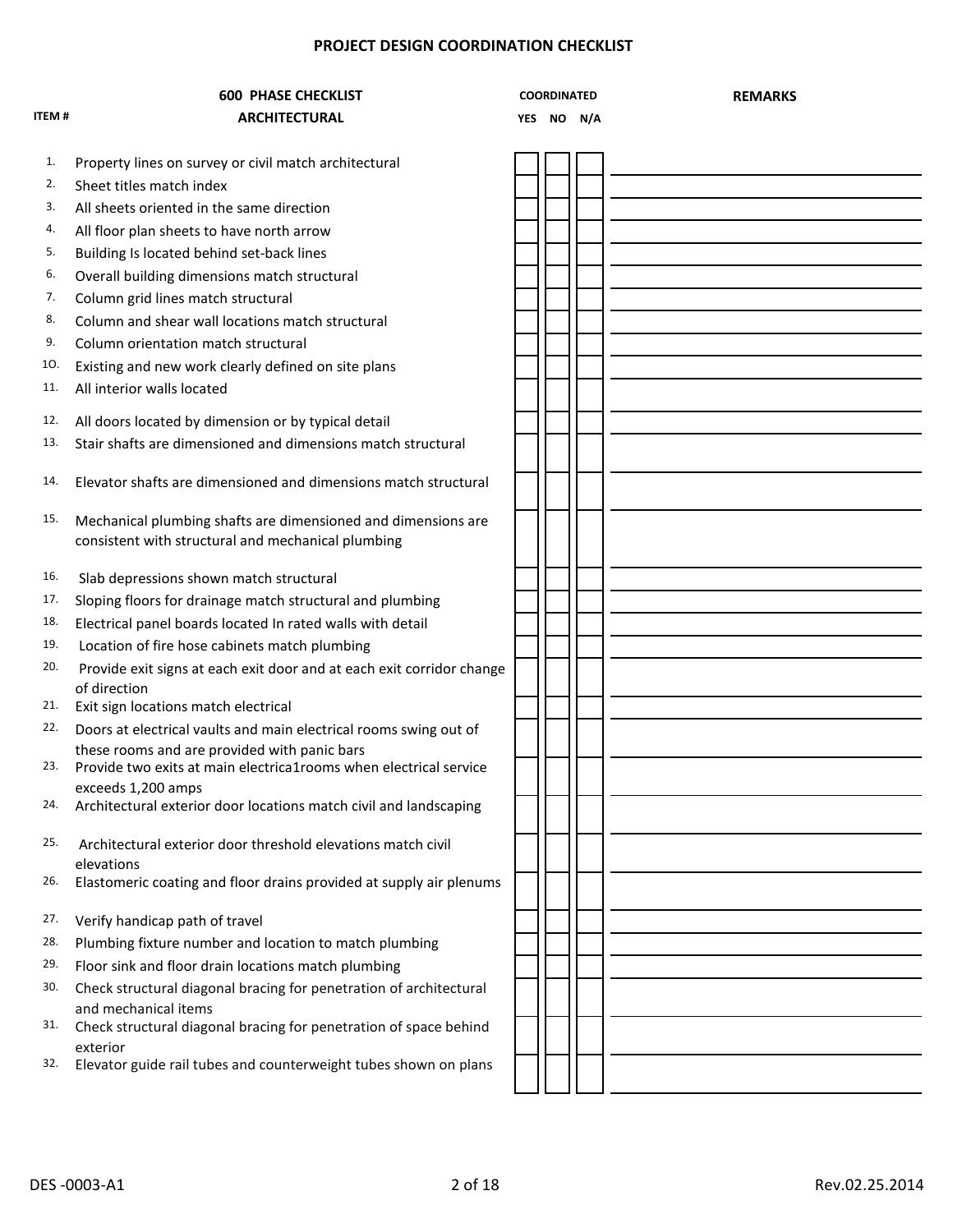# PROJECT DESIGN COORDINATION CHECKLIST

| ITEM # | 600 PHASE CHECKLIST<br>ARCHITECTURAL | COORDINATED<br>YES | NO | N/A | REMARKS |
|---|---|---|---|---|---|
| 1. | Property lines on survey or civil match architectural | | | | |
| 2. | Sheet titles match index | | | | |
| 3. | All sheets oriented in the same direction | | | | |
| 4. | All floor plan sheets to have north arrow | | | | |
| 5. | Building Is located behind set-back lines | | | | |
| 6. | Overall building dimensions match structural | | | | |
| 7. | Column grid lines match structural | | | | |
| 8. | Column and shear wall locations match structural | | | | |
| 9. | Column orientation match structural | | | | |
| 1O. | Existing and new work clearly defined on site plans | | | | |
| 11. | All interior walls located | | | | |
| 12. | All doors located by dimension or by typical detail | | | | |
| 13. | Stair shafts are dimensioned and dimensions match structural | | | | |
| 14. | Elevator shafts are dimensioned and dimensions match structural | | | | |
| 15. | Mechanical plumbing shafts are dimensioned and dimensions are consistent with structural and mechanical plumbing | | | | |
| 16. | Slab depressions shown match structural | | | | |
| 17. | Sloping floors for drainage match structural and plumbing | | | | |
| 18. | Electrical panel boards located In rated walls with detail | | | | |
| 19. | Location of fire hose cabinets match plumbing | | | | |
| 20. | Provide exit signs at each exit door and at each exit corridor change of direction | | | | |
| 21. | Exit sign locations match electrical | | | | |
| 22. | Doors at electrical vaults and main electrical rooms swing out of these rooms and are provided with panic bars | | | | |
| 23. | Provide two exits at main electrica1rooms when electrical service exceeds 1,200 amps | | | | |
| 24. | Architectural exterior door locations match civil and landscaping | | | | |
| 25. | Architectural exterior door threshold elevations match civil elevations | | | | |
| 26. | Elastomeric coating and floor drains provided at supply air plenums | | | | |
| 27. | Verify handicap path of travel | | | | |
| 28. | Plumbing fixture number and location to match plumbing | | | | |
| 29. | Floor sink and floor drain locations match plumbing | | | | |
| 30. | Check structural diagonal bracing for penetration of architectural and mechanical items | | | | |
| 31. | Check structural diagonal bracing for penetration of space behind exterior | | | | |
| 32. | Elevator guide rail tubes and counterweight tubes shown on plans | | | | |

DES -0003-A1 Rev.02.25.2014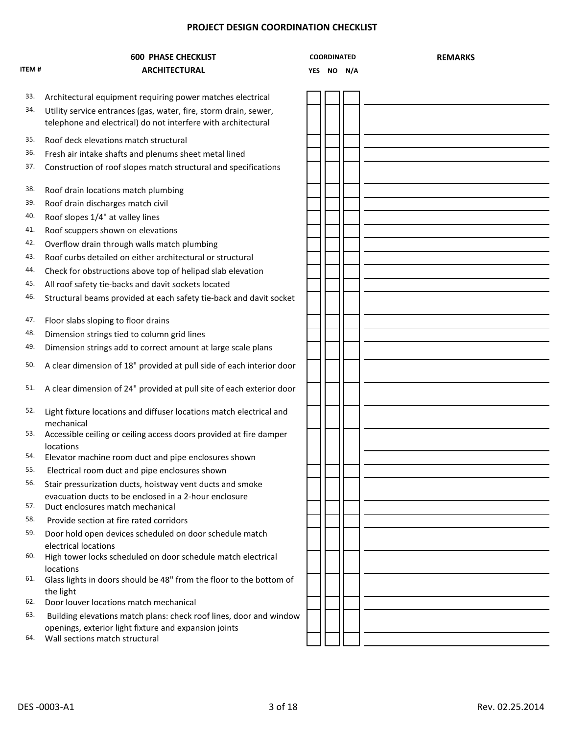**PROJECT DESIGN COORDINATION CHECKLIST**

| ITEM # | 600 PHASE CHECKLIST<br>ARCHITECTURAL | COORDINATED<br>YES | <br>NO | <br>N/A | REMARKS |
|---|---|---|---|---|---|
| 33. | Architectural equipment requiring power matches electrical | | | | |
| 34. | Utility service entrances (gas, water, fire, storm drain, sewer, telephone and electrical) do not interfere with architectural | | | | |
| 35. | Roof deck elevations match structural | | | | |
| 36. | Fresh air intake shafts and plenums sheet metal lined | | | | |
| 37. | Construction of roof slopes match structural and specifications | | | | |
| 38. | Roof drain locations match plumbing | | | | |
| 39. | Roof drain discharges match civil | | | | |
| 40. | Roof slopes 1/4" at valley lines | | | | |
| 41. | Roof scuppers shown on elevations | | | | |
| 42. | Overflow drain through walls match plumbing | | | | |
| 43. | Roof curbs detailed on either architectural or structural | | | | |
| 44. | Check for obstructions above top of helipad slab elevation | | | | |
| 45. | All roof safety tie-backs and davit sockets located | | | | |
| 46. | Structural beams provided at each safety tie-back and davit socket | | | | |
| 47. | Floor slabs sloping to floor drains | | | | |
| 48. | Dimension strings tied to column grid lines | | | | |
| 49. | Dimension strings add to correct amount at large scale plans | | | | |
| 50. | A clear dimension of 18" provided at pull side of each interior door | | | | |
| 51. | A clear dimension of 24" provided at pull site of each exterior door | | | | |
| 52. | Light fixture locations and diffuser locations match electrical and mechanical | | | | |
| 53. | Accessible ceiling or ceiling access doors provided at fire damper locations | | | | |
| 54. | Elevator machine room duct and pipe enclosures shown | | | | |
| 55. | Electrical room duct and pipe enclosures shown | | | | |
| 56. | Stair pressurization ducts, hoistway vent ducts and smoke evacuation ducts to be enclosed in a 2-hour enclosure | | | | |
| 57. | Duct enclosures match mechanical | | | | |
| 58. | Provide section at fire rated corridors | | | | |
| 59. | Door hold open devices scheduled on door schedule match electrical locations | | | | |
| 60. | High tower locks scheduled on door schedule match electrical locations | | | | |
| 61. | Glass lights in doors should be 48" from the floor to the bottom of the light | | | | |
| 62. | Door louver locations match mechanical | | | | |
| 63. | Building elevations match plans: check roof lines, door and window openings, exterior light fixture and expansion joints | | | | |
| 64. | Wall sections match structural | | | | |

DES -0003-A1 Rev. 02.25.2014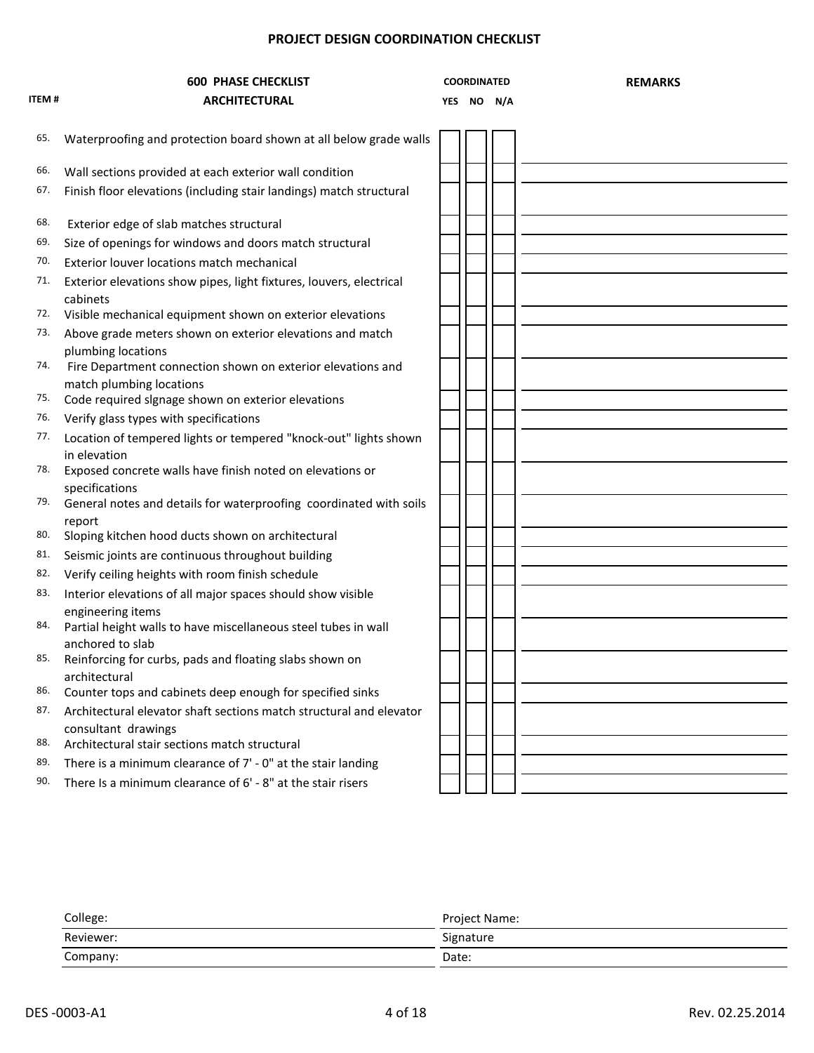# PROJECT DESIGN COORDINATION CHECKLIST

| ITEM # | 600 PHASE CHECKLIST<br>ARCHITECTURAL | COORDINATED<br>YES | <br>NO | <br>N/A | REMARKS |
|---|---|---|---|---|---|
| 65. | Waterproofing and protection board shown at all below grade walls | | | | |
| 66. | Wall sections provided at each exterior wall condition | | | | |
| 67. | Finish floor elevations (including stair landings) match structural | | | | |
| 68. | Exterior edge of slab matches structural | | | | |
| 69. | Size of openings for windows and doors match structural | | | | |
| 70. | Exterior louver locations match mechanical | | | | |
| 71. | Exterior elevations show pipes, light fixtures, louvers, electrical cabinets | | | | |
| 72. | Visible mechanical equipment shown on exterior elevations | | | | |
| 73. | Above grade meters shown on exterior elevations and match plumbing locations | | | | |
| 74. | Fire Department connection shown on exterior elevations and match plumbing locations | | | | |
| 75. | Code required slgnage shown on exterior elevations | | | | |
| 76. | Verify glass types with specifications | | | | |
| 77. | Location of tempered lights or tempered "knock-out" lights shown in elevation | | | | |
| 78. | Exposed concrete walls have finish noted on elevations or specifications | | | | |
| 79. | General notes and details for waterproofing coordinated with soils report | | | | |
| 80. | Sloping kitchen hood ducts shown on architectural | | | | |
| 81. | Seismic joints are continuous throughout building | | | | |
| 82. | Verify ceiling heights with room finish schedule | | | | |
| 83. | Interior elevations of all major spaces should show visible engineering items | | | | |
| 84. | Partial height walls to have miscellaneous steel tubes in wall anchored to slab | | | | |
| 85. | Reinforcing for curbs, pads and floating slabs shown on architectural | | | | |
| 86. | Counter tops and cabinets deep enough for specified sinks | | | | |
| 87. | Architectural elevator shaft sections match structural and elevator consultant drawings | | | | |
| 88. | Architectural stair sections match structural | | | | |
| 89. | There is a minimum clearance of 7' - 0" at the stair landing | | | | |
| 90. | There Is a minimum clearance of 6' - 8" at the stair risers | | | | |

| | |
|---|---|
| College: | Project Name: |
| Reviewer: | Signature |
| Company: | Date: |

DES -0003-A1 — Rev. 02.25.2014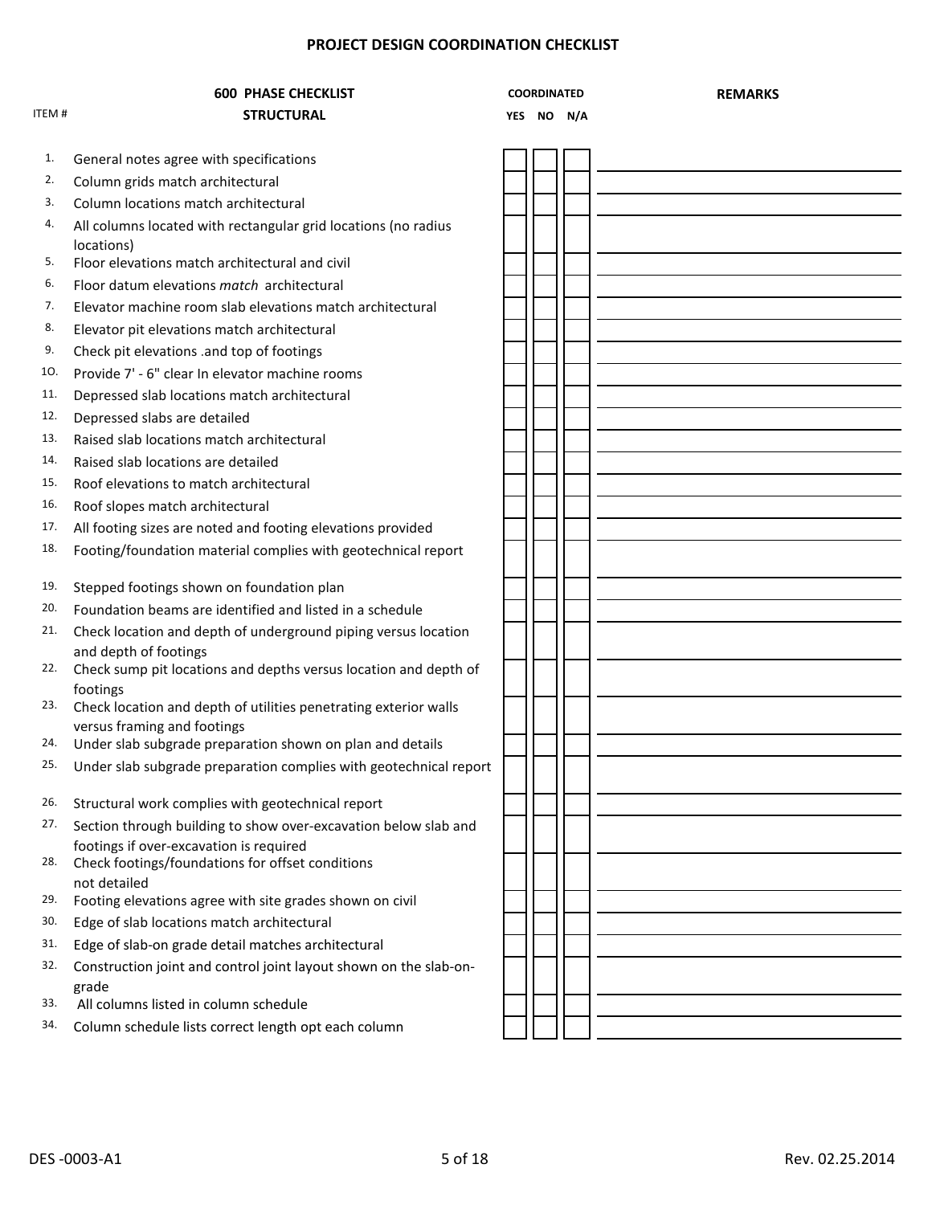**PROJECT DESIGN COORDINATION CHECKLIST**

| ITEM # | 600 PHASE CHECKLIST<br>STRUCTURAL | COORDINATED<br>YES | <br>NO | <br>N/A | REMARKS |
|---|---|---|---|---|---|
| 1. | General notes agree with specifications | | | | |
| 2. | Column grids match architectural | | | | |
| 3. | Column locations match architectural | | | | |
| 4. | All columns located with rectangular grid locations (no radius locations) | | | | |
| 5. | Floor elevations match architectural and civil | | | | |
| 6. | Floor datum elevations *match* architectural | | | | |
| 7. | Elevator machine room slab elevations match architectural | | | | |
| 8. | Elevator pit elevations match architectural | | | | |
| 9. | Check pit elevations .and top of footings | | | | |
| 1O. | Provide 7' - 6" clear In elevator machine rooms | | | | |
| 11. | Depressed slab locations match architectural | | | | |
| 12. | Depressed slabs are detailed | | | | |
| 13. | Raised slab locations match architectural | | | | |
| 14. | Raised slab locations are detailed | | | | |
| 15. | Roof elevations to match architectural | | | | |
| 16. | Roof slopes match architectural | | | | |
| 17. | All footing sizes are noted and footing elevations provided | | | | |
| 18. | Footing/foundation material complies with geotechnical report | | | | |
| 19. | Stepped footings shown on foundation plan | | | | |
| 20. | Foundation beams are identified and listed in a schedule | | | | |
| 21. | Check location and depth of underground piping versus location and depth of footings | | | | |
| 22. | Check sump pit locations and depths versus location and depth of footings | | | | |
| 23. | Check location and depth of utilities penetrating exterior walls versus framing and footings | | | | |
| 24. | Under slab subgrade preparation shown on plan and details | | | | |
| 25. | Under slab subgrade preparation complies with geotechnical report | | | | |
| 26. | Structural work complies with geotechnical report | | | | |
| 27. | Section through building to show over-excavation below slab and footings if over-excavation is required | | | | |
| 28. | Check footings/foundations for offset conditions not detailed | | | | |
| 29. | Footing elevations agree with site grades shown on civil | | | | |
| 30. | Edge of slab locations match architectural | | | | |
| 31. | Edge of slab-on grade detail matches architectural | | | | |
| 32. | Construction joint and control joint layout shown on the slab-on-grade | | | | |
| 33. | All columns listed in column schedule | | | | |
| 34. | Column schedule lists correct length opt each column | | | | |

DES -0003-A1 &nbsp;&nbsp;&nbsp;&nbsp;&nbsp;&nbsp;&nbsp;&nbsp;&nbsp;&nbsp;&nbsp;&nbsp;&nbsp;&nbsp;&nbsp;&nbsp;&nbsp;&nbsp;&nbsp;&nbsp;&nbsp;&nbsp;&nbsp;&nbsp;&nbsp;&nbsp;&nbsp;&nbsp;&nbsp;&nbsp;&nbsp;&nbsp;&nbsp;&nbsp;&nbsp;&nbsp;&nbsp;&nbsp;&nbsp;&nbsp;&nbsp;&nbsp;&nbsp;&nbsp;&nbsp;&nbsp;&nbsp;&nbsp; Rev. 02.25.2014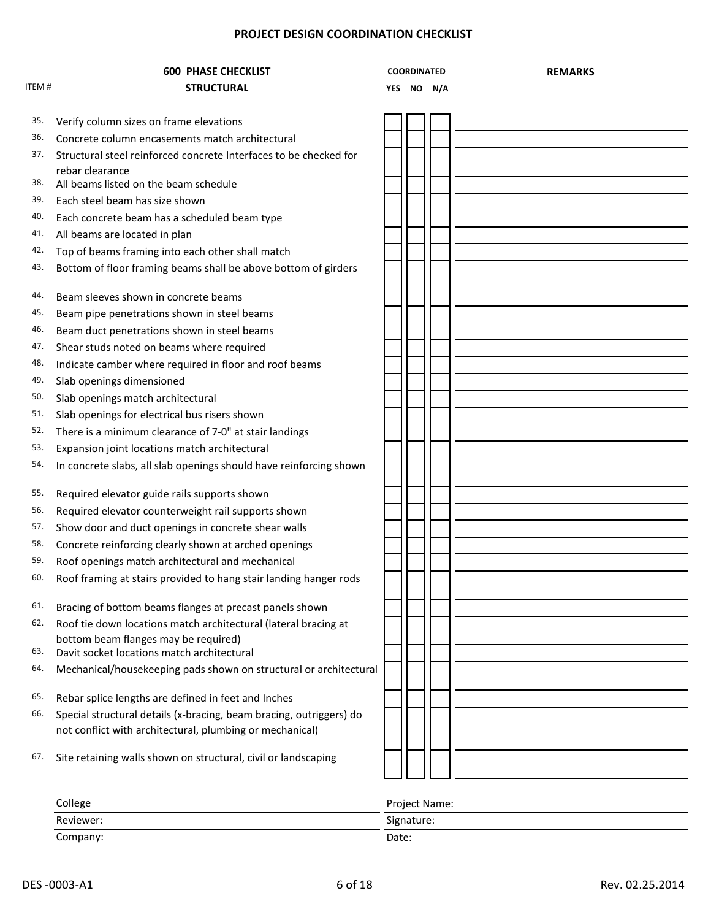## PROJECT DESIGN COORDINATION CHECKLIST

| ITEM # | 600 PHASE CHECKLIST<br>STRUCTURAL | COORDINATED<br>YES | NO | N/A | REMARKS |
|---|---|---|---|---|---|
| 35. | Verify column sizes on frame elevations | | | | |
| 36. | Concrete column encasements match architectural | | | | |
| 37. | Structural steel reinforced concrete Interfaces to be checked for rebar clearance | | | | |
| 38. | All beams listed on the beam schedule | | | | |
| 39. | Each steel beam has size shown | | | | |
| 40. | Each concrete beam has a scheduled beam type | | | | |
| 41. | All beams are located in plan | | | | |
| 42. | Top of beams framing into each other shall match | | | | |
| 43. | Bottom of floor framing beams shall be above bottom of girders | | | | |
| 44. | Beam sleeves shown in concrete beams | | | | |
| 45. | Beam pipe penetrations shown in steel beams | | | | |
| 46. | Beam duct penetrations shown in steel beams | | | | |
| 47. | Shear studs noted on beams where required | | | | |
| 48. | Indicate camber where required in floor and roof beams | | | | |
| 49. | Slab openings dimensioned | | | | |
| 50. | Slab openings match architectural | | | | |
| 51. | Slab openings for electrical bus risers shown | | | | |
| 52. | There is a minimum clearance of 7-0" at stair landings | | | | |
| 53. | Expansion joint locations match architectural | | | | |
| 54. | In concrete slabs, all slab openings should have reinforcing shown | | | | |
| 55. | Required elevator guide rails supports shown | | | | |
| 56. | Required elevator counterweight rail supports shown | | | | |
| 57. | Show door and duct openings in concrete shear walls | | | | |
| 58. | Concrete reinforcing clearly shown at arched openings | | | | |
| 59. | Roof openings match architectural and mechanical | | | | |
| 60. | Roof framing at stairs provided to hang stair landing hanger rods | | | | |
| 61. | Bracing of bottom beams flanges at precast panels shown | | | | |
| 62. | Roof tie down locations match architectural (lateral bracing at bottom beam flanges may be required) | | | | |
| 63. | Davit socket locations match architectural | | | | |
| 64. | Mechanical/housekeeping pads shown on structural or architectural | | | | |
| 65. | Rebar splice lengths are defined in feet and Inches | | | | |
| 66. | Special structural details (x-bracing, beam bracing, outriggers) do not conflict with architectural, plumbing or mechanical) | | | | |
| 67. | Site retaining walls shown on structural, civil or landscaping | | | | |

| | |
|---|---|
| College | Project Name: |
| Reviewer: | Signature: |
| Company: | Date: |

DES -0003-A1 — Rev. 02.25.2014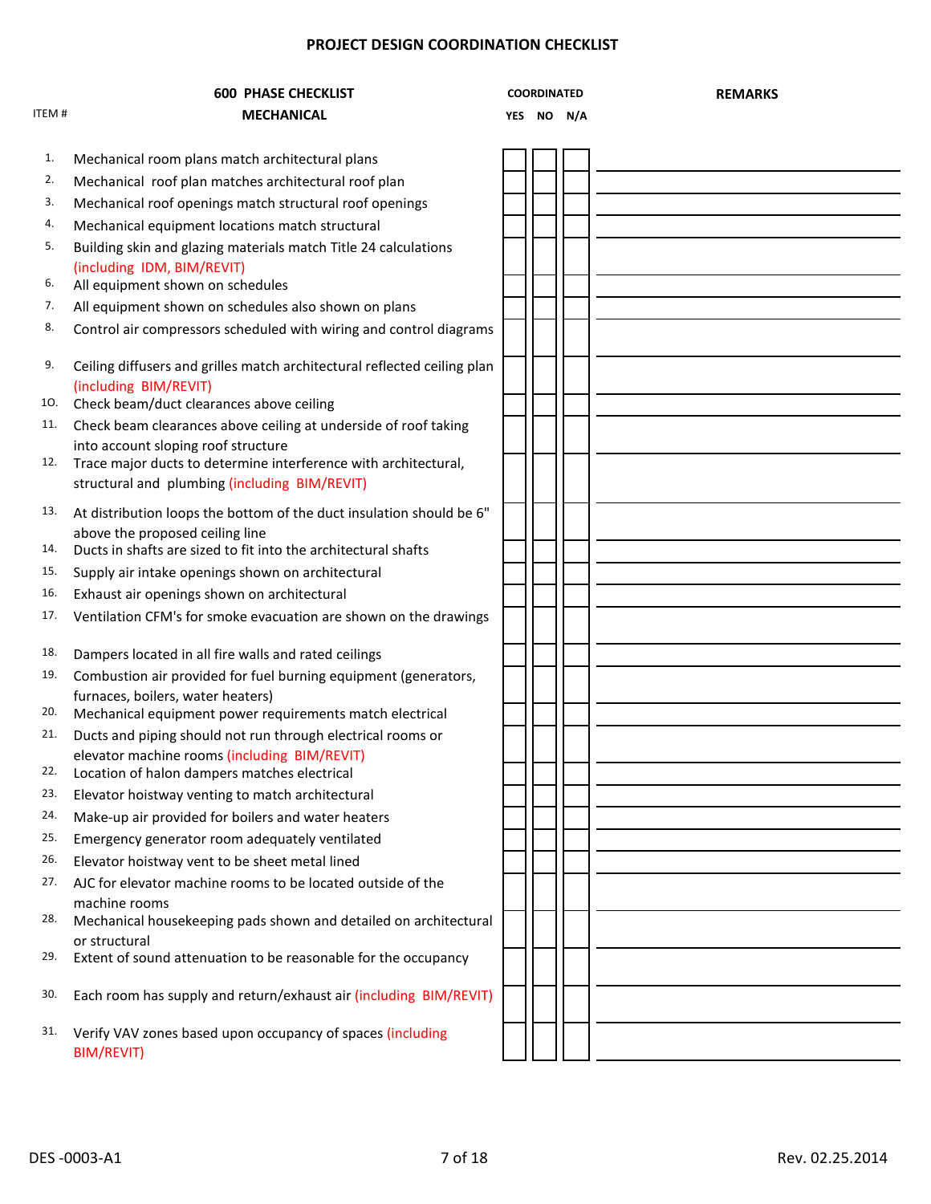# PROJECT DESIGN COORDINATION CHECKLIST

| ITEM # | 600 PHASE CHECKLIST MECHANICAL | COORDINATED YES | NO | N/A | REMARKS |
|---|---|---|---|---|---|
| 1. | Mechanical room plans match architectural plans | | | | |
| 2. | Mechanical roof plan matches architectural roof plan | | | | |
| 3. | Mechanical roof openings match structural roof openings | | | | |
| 4. | Mechanical equipment locations match structural | | | | |
| 5. | Building skin and glazing materials match Title 24 calculations (including IDM, BIM/REVIT) | | | | |
| 6. | All equipment shown on schedules | | | | |
| 7. | All equipment shown on schedules also shown on plans | | | | |
| 8. | Control air compressors scheduled with wiring and control diagrams | | | | |
| 9. | Ceiling diffusers and grilles match architectural reflected ceiling plan (including BIM/REVIT) | | | | |
| 10. | Check beam/duct clearances above ceiling | | | | |
| 11. | Check beam clearances above ceiling at underside of roof taking into account sloping roof structure | | | | |
| 12. | Trace major ducts to determine interference with architectural, structural and plumbing (including BIM/REVIT) | | | | |
| 13. | At distribution loops the bottom of the duct insulation should be 6" above the proposed ceiling line | | | | |
| 14. | Ducts in shafts are sized to fit into the architectural shafts | | | | |
| 15. | Supply air intake openings shown on architectural | | | | |
| 16. | Exhaust air openings shown on architectural | | | | |
| 17. | Ventilation CFM's for smoke evacuation are shown on the drawings | | | | |
| 18. | Dampers located in all fire walls and rated ceilings | | | | |
| 19. | Combustion air provided for fuel burning equipment (generators, furnaces, boilers, water heaters) | | | | |
| 20. | Mechanical equipment power requirements match electrical | | | | |
| 21. | Ducts and piping should not run through electrical rooms or elevator machine rooms (including BIM/REVIT) | | | | |
| 22. | Location of halon dampers matches electrical | | | | |
| 23. | Elevator hoistway venting to match architectural | | | | |
| 24. | Make-up air provided for boilers and water heaters | | | | |
| 25. | Emergency generator room adequately ventilated | | | | |
| 26. | Elevator hoistway vent to be sheet metal lined | | | | |
| 27. | AJC for elevator machine rooms to be located outside of the machine rooms | | | | |
| 28. | Mechanical housekeeping pads shown and detailed on architectural or structural | | | | |
| 29. | Extent of sound attenuation to be reasonable for the occupancy | | | | |
| 30. | Each room has supply and return/exhaust air (including BIM/REVIT) | | | | |
| 31. | Verify VAV zones based upon occupancy of spaces (including BIM/REVIT) | | | | |

DES -0003-A1 Rev. 02.25.2014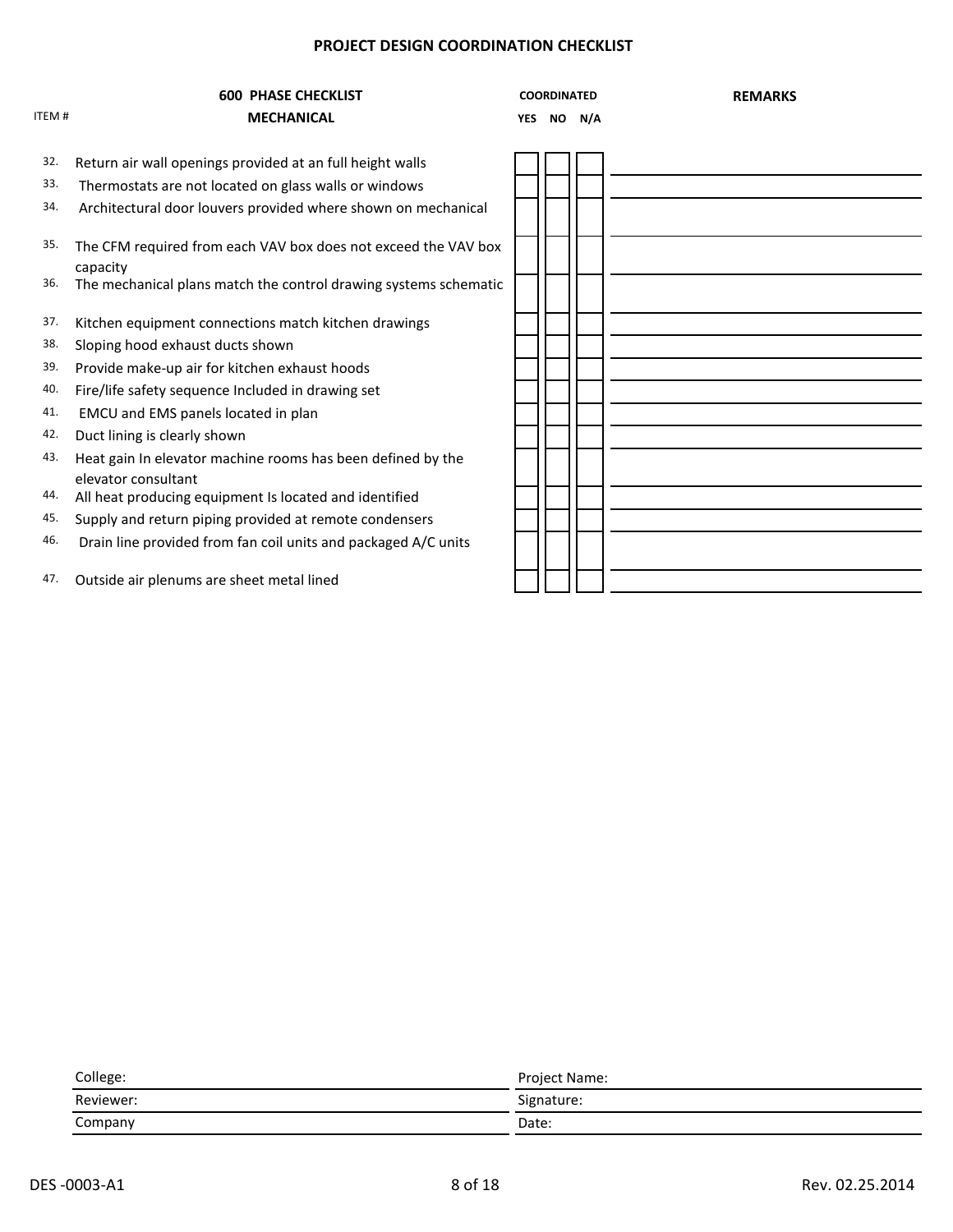# PROJECT DESIGN COORDINATION CHECKLIST

| ITEM # | 600 PHASE CHECKLIST<br>MECHANICAL | COORDINATED<br>YES | <br>NO | <br>N/A | REMARKS |
|---|---|---|---|---|---|
| 32. | Return air wall openings provided at an full height walls | | | | |
| 33. | Thermostats are not located on glass walls or windows | | | | |
| 34. | Architectural door louvers provided where shown on mechanical | | | | |
| 35. | The CFM required from each VAV box does not exceed the VAV box capacity | | | | |
| 36. | The mechanical plans match the control drawing systems schematic | | | | |
| 37. | Kitchen equipment connections match kitchen drawings | | | | |
| 38. | Sloping hood exhaust ducts shown | | | | |
| 39. | Provide make-up air for kitchen exhaust hoods | | | | |
| 40. | Fire/life safety sequence Included in drawing set | | | | |
| 41. | EMCU and EMS panels located in plan | | | | |
| 42. | Duct lining is clearly shown | | | | |
| 43. | Heat gain In elevator machine rooms has been defined by the elevator consultant | | | | |
| 44. | All heat producing equipment Is located and identified | | | | |
| 45. | Supply and return piping provided at remote condensers | | | | |
| 46. | Drain line provided from fan coil units and packaged A/C units | | | | |
| 47. | Outside air plenums are sheet metal lined | | | | |

| | |
|---|---|
| College: | Project Name: |
| Reviewer: | Signature: |
| Company | Date: |

DES -0003-A1 Rev. 02.25.2014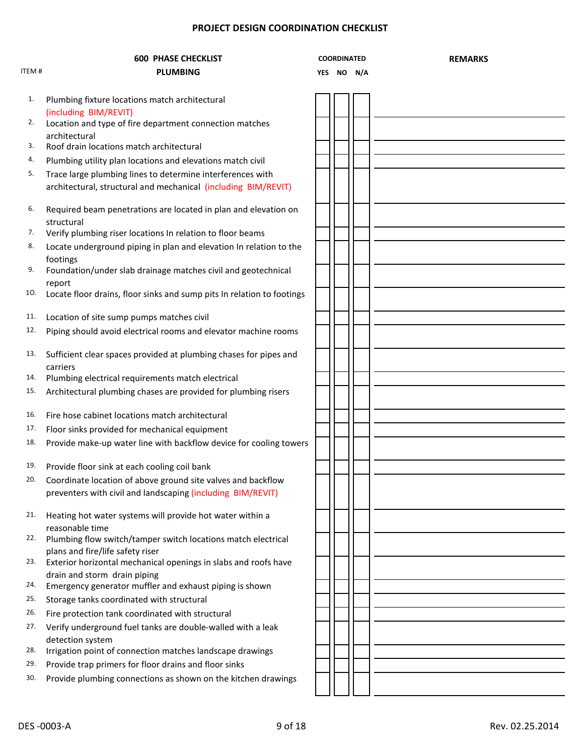# PROJECT DESIGN COORDINATION CHECKLIST

| ITEM # | 600 PHASE CHECKLIST<br>PLUMBING | COORDINATED YES | NO | N/A | REMARKS |
|---|---|---|---|---|---|
| 1. | Plumbing fixture locations match architectural (including BIM/REVIT) | | | | |
| 2. | Location and type of fire department connection matches architectural | | | | |
| 3. | Roof drain locations match architectural | | | | |
| 4. | Plumbing utility plan locations and elevations match civil | | | | |
| 5. | Trace large plumbing lines to determine interferences with architectural, structural and mechanical (including BIM/REVIT) | | | | |
| 6. | Required beam penetrations are located in plan and elevation on structural | | | | |
| 7. | Verify plumbing riser locations In relation to floor beams | | | | |
| 8. | Locate underground piping in plan and elevation In relation to the footings | | | | |
| 9. | Foundation/under slab drainage matches civil and geotechnical report | | | | |
| 1O. | Locate floor drains, floor sinks and sump pits In relation to footings | | | | |
| 11. | Location of site sump pumps matches civil | | | | |
| 12. | Piping should avoid electrical rooms and elevator machine rooms | | | | |
| 13. | Sufficient clear spaces provided at plumbing chases for pipes and carriers | | | | |
| 14. | Plumbing electrical requirements match electrical | | | | |
| 15. | Architectural plumbing chases are provided for plumbing risers | | | | |
| 16. | Fire hose cabinet locations match architectural | | | | |
| 17. | Floor sinks provided for mechanical equipment | | | | |
| 18. | Provide make-up water line with backflow device for cooling towers | | | | |
| 19. | Provide floor sink at each cooling coil bank | | | | |
| 20. | Coordinate location of above ground site valves and backflow preventers with civil and landscaping (including BIM/REVIT) | | | | |
| 21. | Heating hot water systems will provide hot water within a reasonable time | | | | |
| 22. | Plumbing flow switch/tamper switch locations match electrical plans and fire/life safety riser | | | | |
| 23. | Exterior horizontal mechanical openings in slabs and roofs have drain and storm drain piping | | | | |
| 24. | Emergency generator muffler and exhaust piping is shown | | | | |
| 25. | Storage tanks coordinated with structural | | | | |
| 26. | Fire protection tank coordinated with structural | | | | |
| 27. | Verify underground fuel tanks are double-walled with a leak detection system | | | | |
| 28. | Irrigation point of connection matches landscape drawings | | | | |
| 29. | Provide trap primers for floor drains and floor sinks | | | | |
| 30. | Provide plumbing connections as shown on the kitchen drawings | | | | |

DES -0003-A

Rev. 02.25.2014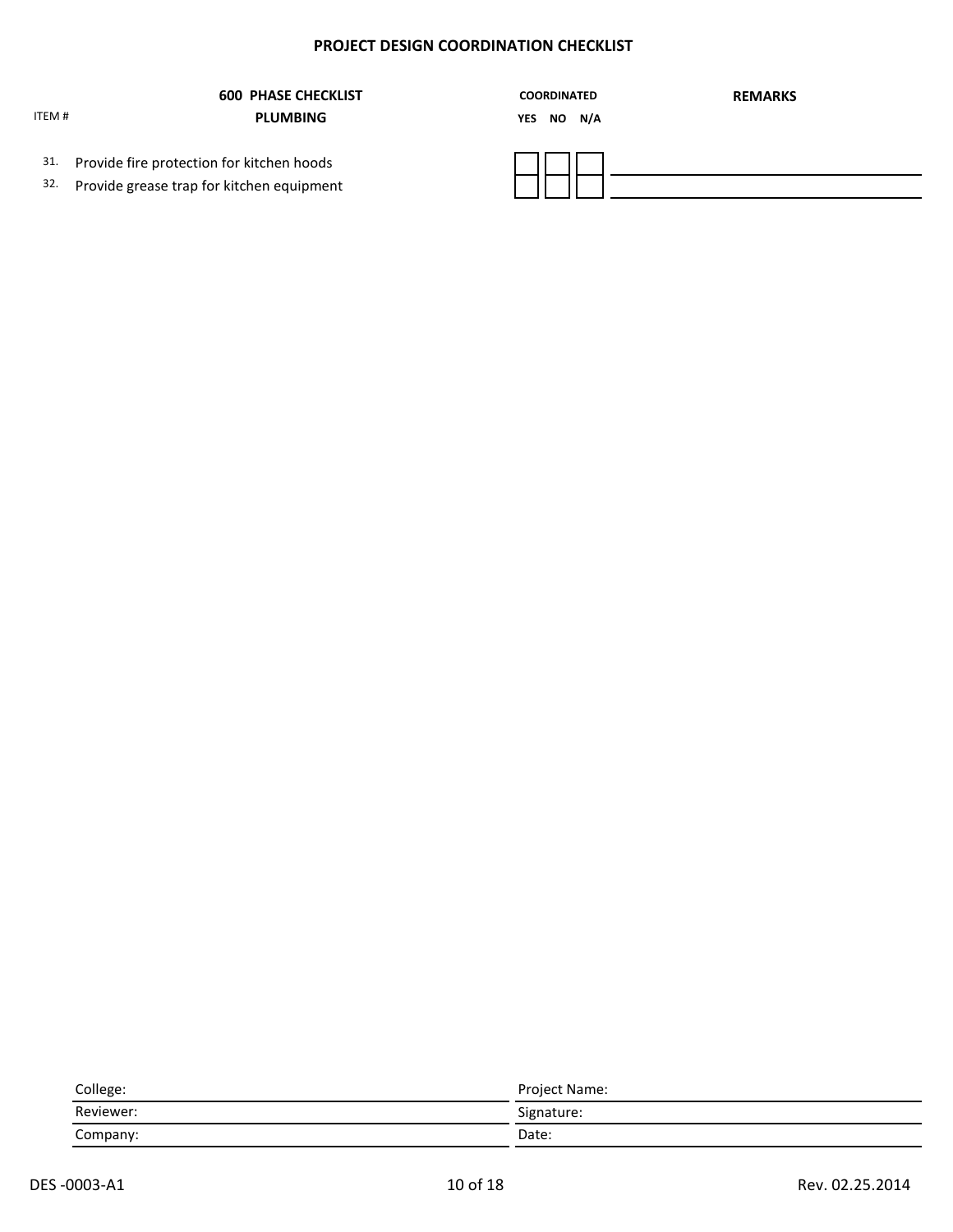# PROJECT DESIGN COORDINATION CHECKLIST

| ITEM # | 600 PHASE CHECKLIST<br>PLUMBING | COORDINATED<br>YES | <br>NO | <br>N/A | REMARKS |
|---|---|---|---|---|---|
| 31. | Provide fire protection for kitchen hoods | | | | |
| 32. | Provide grease trap for kitchen equipment | | | | |

| | |
|---|---|
| College: | Project Name: |
| Reviewer: | Signature: |
| Company: | Date: |

DES -0003-A1 | Rev. 02.25.2014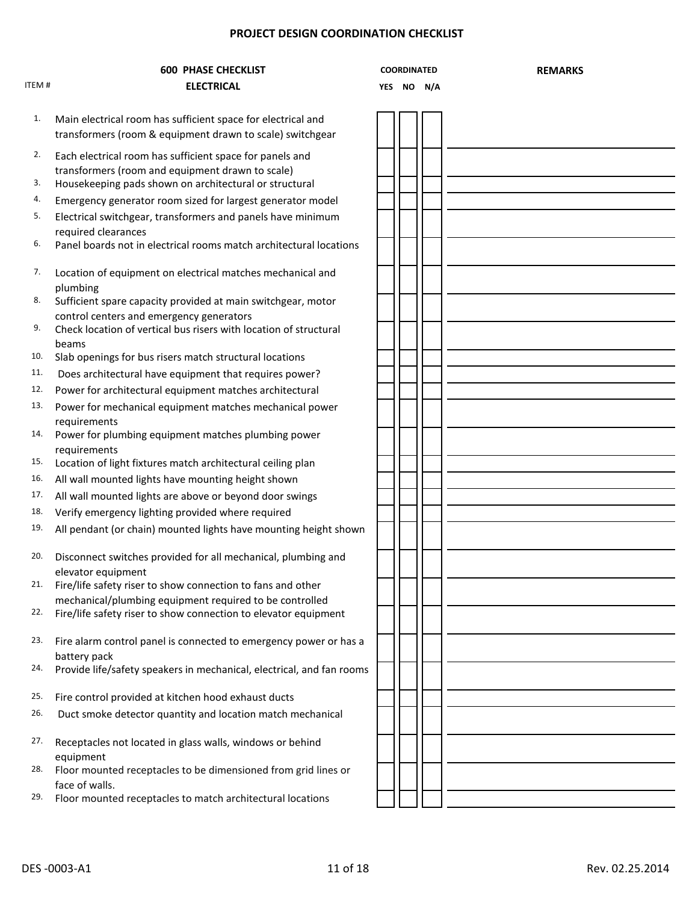# PROJECT DESIGN COORDINATION CHECKLIST

| ITEM # | 600 PHASE CHECKLIST<br>ELECTRICAL | COORDINATED<br>YES | <br>NO | <br>N/A | REMARKS |
|---|---|---|---|---|---|
| 1. | Main electrical room has sufficient space for electrical and transformers (room & equipment drawn to scale) switchgear | | | | |
| 2. | Each electrical room has sufficient space for panels and transformers (room and equipment drawn to scale) | | | | |
| 3. | Housekeeping pads shown on architectural or structural | | | | |
| 4. | Emergency generator room sized for largest generator model | | | | |
| 5. | Electrical switchgear, transformers and panels have minimum required clearances | | | | |
| 6. | Panel boards not in electrical rooms match architectural locations | | | | |
| 7. | Location of equipment on electrical matches mechanical and plumbing | | | | |
| 8. | Sufficient spare capacity provided at main switchgear, motor control centers and emergency generators | | | | |
| 9. | Check location of vertical bus risers with location of structural beams | | | | |
| 10. | Slab openings for bus risers match structural locations | | | | |
| 11. | Does architectural have equipment that requires power? | | | | |
| 12. | Power for architectural equipment matches architectural | | | | |
| 13. | Power for mechanical equipment matches mechanical power requirements | | | | |
| 14. | Power for plumbing equipment matches plumbing power requirements | | | | |
| 15. | Location of light fixtures match architectural ceiling plan | | | | |
| 16. | All wall mounted lights have mounting height shown | | | | |
| 17. | All wall mounted lights are above or beyond door swings | | | | |
| 18. | Verify emergency lighting provided where required | | | | |
| 19. | All pendant (or chain) mounted lights have mounting height shown | | | | |
| 20. | Disconnect switches provided for all mechanical, plumbing and elevator equipment | | | | |
| 21. | Fire/life safety riser to show connection to fans and other mechanical/plumbing equipment required to be controlled | | | | |
| 22. | Fire/life safety riser to show connection to elevator equipment | | | | |
| 23. | Fire alarm control panel is connected to emergency power or has a battery pack | | | | |
| 24. | Provide life/safety speakers in mechanical, electrical, and fan rooms | | | | |
| 25. | Fire control provided at kitchen hood exhaust ducts | | | | |
| 26. | Duct smoke detector quantity and location match mechanical | | | | |
| 27. | Receptacles not located in glass walls, windows or behind equipment | | | | |
| 28. | Floor mounted receptacles to be dimensioned from grid lines or face of walls. | | | | |
| 29. | Floor mounted receptacles to match architectural locations | | | | |

DES -0003-A1 Rev. 02.25.2014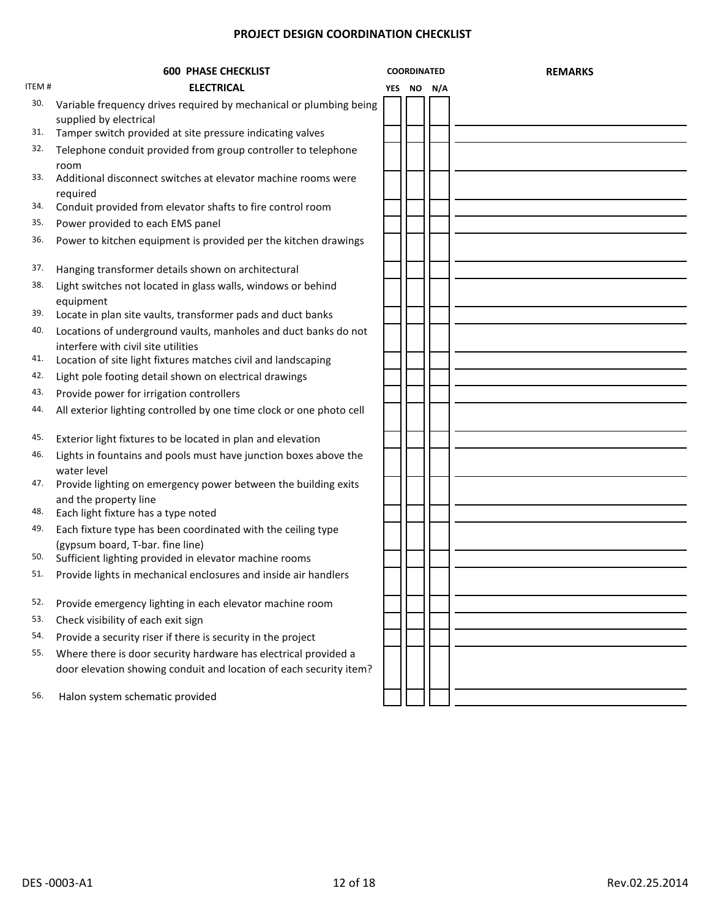## PROJECT DESIGN COORDINATION CHECKLIST

| ITEM # | 600 PHASE CHECKLIST<br>ELECTRICAL | COORDINATED<br>YES | <br>NO | <br>N/A | REMARKS |
|---|---|---|---|---|---|
| 30. | Variable frequency drives required by mechanical or plumbing being supplied by electrical | | | | |
| 31. | Tamper switch provided at site pressure indicating valves | | | | |
| 32. | Telephone conduit provided from group controller to telephone room | | | | |
| 33. | Additional disconnect switches at elevator machine rooms were required | | | | |
| 34. | Conduit provided from elevator shafts to fire control room | | | | |
| 35. | Power provided to each EMS panel | | | | |
| 36. | Power to kitchen equipment is provided per the kitchen drawings | | | | |
| 37. | Hanging transformer details shown on architectural | | | | |
| 38. | Light switches not located in glass walls, windows or behind equipment | | | | |
| 39. | Locate in plan site vaults, transformer pads and duct banks | | | | |
| 40. | Locations of underground vaults, manholes and duct banks do not interfere with civil site utilities | | | | |
| 41. | Location of site light fixtures matches civil and landscaping | | | | |
| 42. | Light pole footing detail shown on electrical drawings | | | | |
| 43. | Provide power for irrigation controllers | | | | |
| 44. | All exterior lighting controlled by one time clock or one photo cell | | | | |
| 45. | Exterior light fixtures to be located in plan and elevation | | | | |
| 46. | Lights in fountains and pools must have junction boxes above the water level | | | | |
| 47. | Provide lighting on emergency power between the building exits and the property line | | | | |
| 48. | Each light fixture has a type noted | | | | |
| 49. | Each fixture type has been coordinated with the ceiling type (gypsum board, T-bar. fine line) | | | | |
| 50. | Sufficient lighting provided in elevator machine rooms | | | | |
| 51. | Provide lights in mechanical enclosures and inside air handlers | | | | |
| 52. | Provide emergency lighting in each elevator machine room | | | | |
| 53. | Check visibility of each exit sign | | | | |
| 54. | Provide a security riser if there is security in the project | | | | |
| 55. | Where there is door security hardware has electrical provided a door elevation showing conduit and location of each security item? | | | | |
| 56. | Halon system schematic provided | | | | |

DES -0003-A1 Rev.02.25.2014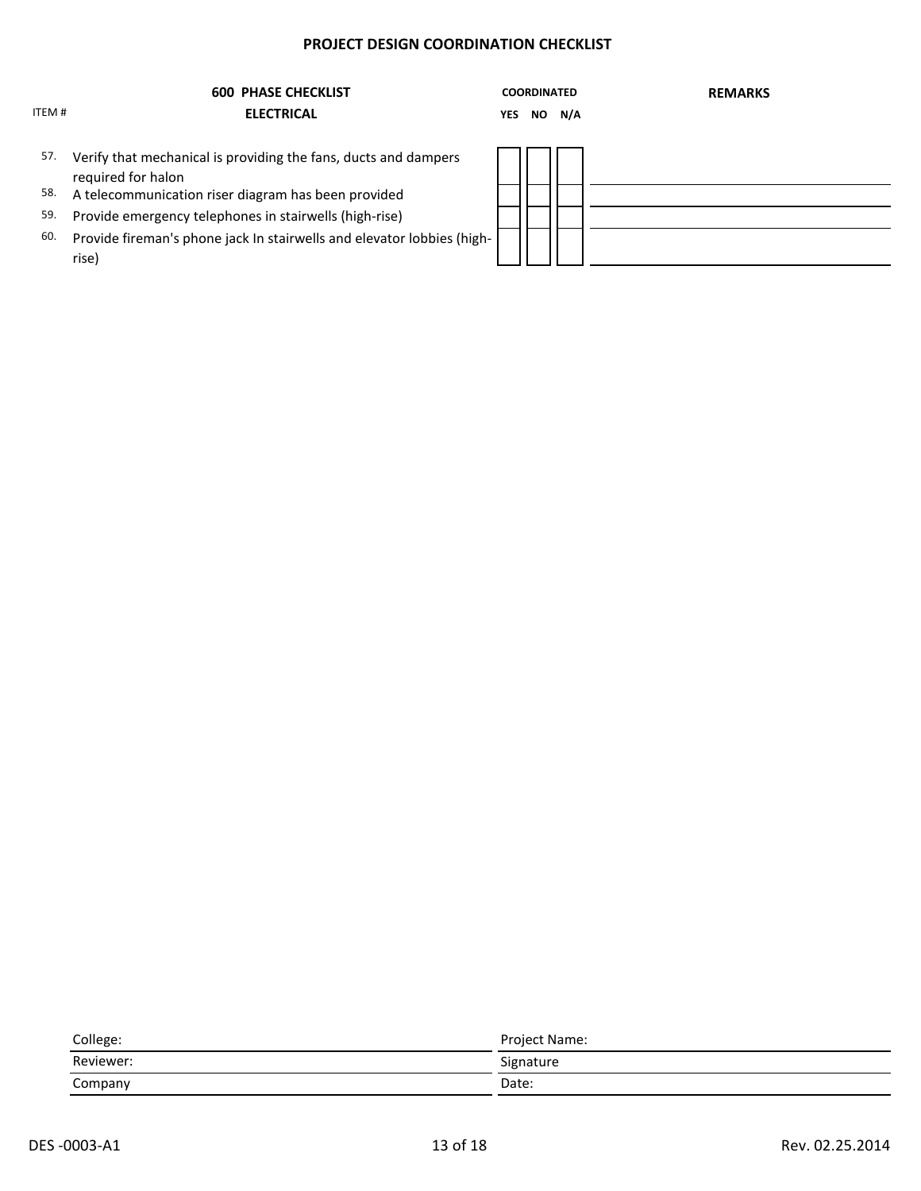# PROJECT DESIGN COORDINATION CHECKLIST

| ITEM # | 600 PHASE CHECKLIST<br>ELECTRICAL | COORDINATED<br>YES | <br>NO | <br>N/A | REMARKS |
|---|---|---|---|---|---|
| 57. | Verify that mechanical is providing the fans, ducts and dampers required for halon | | | | |
| 58. | A telecommunication riser diagram has been provided | | | | |
| 59. | Provide emergency telephones in stairwells (high-rise) | | | | |
| 60. | Provide fireman's phone jack In stairwells and elevator lobbies (high-rise) | | | | |

| | |
|---|---|
| College: | Project Name: |
| Reviewer: | Signature |
| Company | Date: |

DES -0003-A1 Rev. 02.25.2014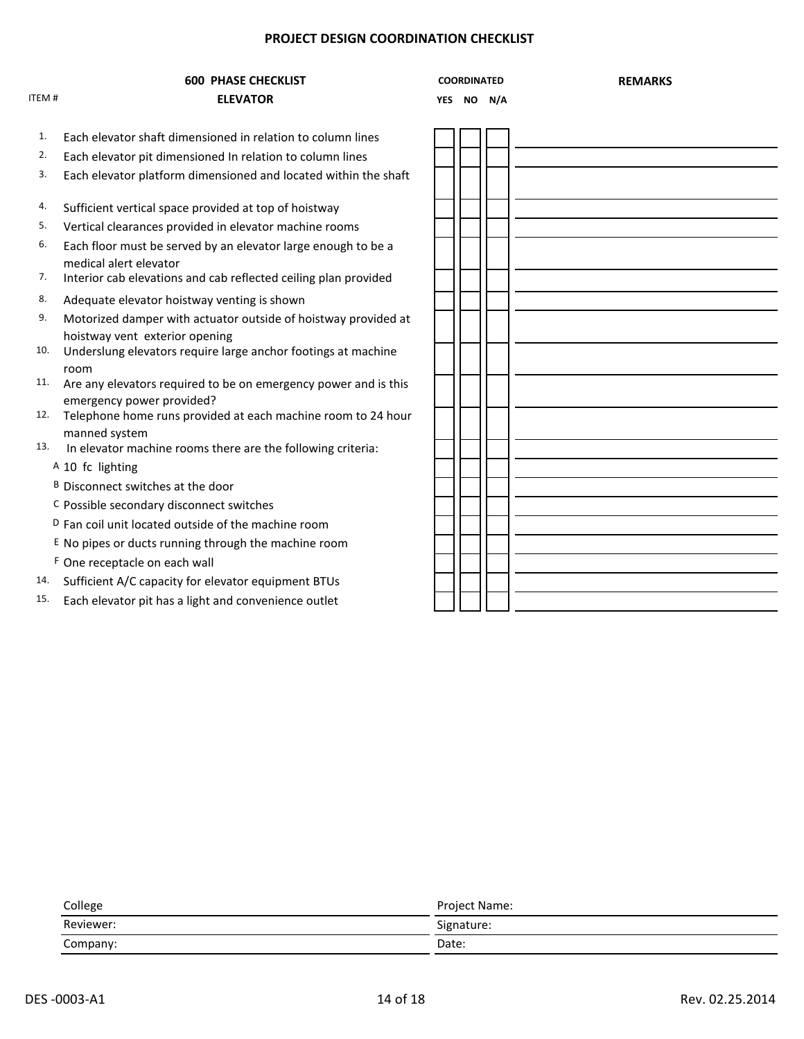# PROJECT DESIGN COORDINATION CHECKLIST

| ITEM # | 600 PHASE CHECKLIST<br>ELEVATOR | COORDINATED<br>YES | <br>NO | <br>N/A | REMARKS |
|---|---|---|---|---|---|
| 1. | Each elevator shaft dimensioned in relation to column lines | | | | |
| 2. | Each elevator pit dimensioned In relation to column lines | | | | |
| 3. | Each elevator platform dimensioned and located within the shaft | | | | |
| 4. | Sufficient vertical space provided at top of hoistway | | | | |
| 5. | Vertical clearances provided in elevator machine rooms | | | | |
| 6. | Each floor must be served by an elevator large enough to be a medical alert elevator | | | | |
| 7. | Interior cab elevations and cab reflected ceiling plan provided | | | | |
| 8. | Adequate elevator hoistway venting is shown | | | | |
| 9. | Motorized damper with actuator outside of hoistway provided at hoistway vent exterior opening | | | | |
| 10. | Underslung elevators require large anchor footings at machine room | | | | |
| 11. | Are any elevators required to be on emergency power and is this emergency power provided? | | | | |
| 12. | Telephone home runs provided at each machine room to 24 hour manned system | | | | |
| 13. | In elevator machine rooms there are the following criteria: | | | | |
| A | 10 fc lighting | | | | |
| B | Disconnect switches at the door | | | | |
| C | Possible secondary disconnect switches | | | | |
| D | Fan coil unit located outside of the machine room | | | | |
| E | No pipes or ducts running through the machine room | | | | |
| F | One receptacle on each wall | | | | |
| 14. | Sufficient A/C capacity for elevator equipment BTUs | | | | |
| 15. | Each elevator pit has a light and convenience outlet | | | | |

| | |
|---|---|
| College | Project Name: |
| Reviewer: | Signature: |
| Company: | Date: |

DES -0003-A1 Rev. 02.25.2014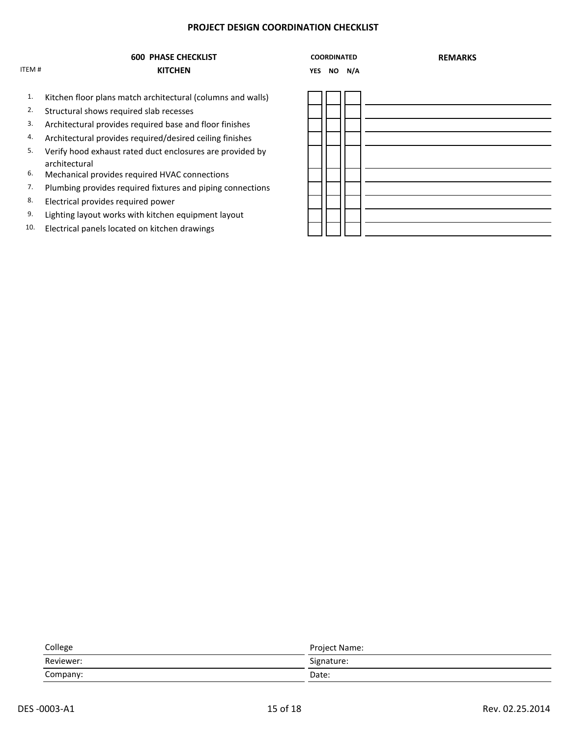## PROJECT DESIGN COORDINATION CHECKLIST

| ITEM # | 600 PHASE CHECKLIST<br>KITCHEN | COORDINATED<br>YES | <br>NO | <br>N/A | REMARKS |
|---|---|---|---|---|---|
| 1. | Kitchen floor plans match architectural (columns and walls) | | | | |
| 2. | Structural shows required slab recesses | | | | |
| 3. | Architectural provides required base and floor finishes | | | | |
| 4. | Architectural provides required/desired ceiling finishes | | | | |
| 5. | Verify hood exhaust rated duct enclosures are provided by architectural | | | | |
| 6. | Mechanical provides required HVAC connections | | | | |
| 7. | Plumbing provides required fixtures and piping connections | | | | |
| 8. | Electrical provides required power | | | | |
| 9. | Lighting layout works with kitchen equipment layout | | | | |
| 10. | Electrical panels located on kitchen drawings | | | | |

| | |
|---|---|
| College | Project Name: |
| Reviewer: | Signature: |
| Company: | Date: |

DES -0003-A1 Rev. 02.25.2014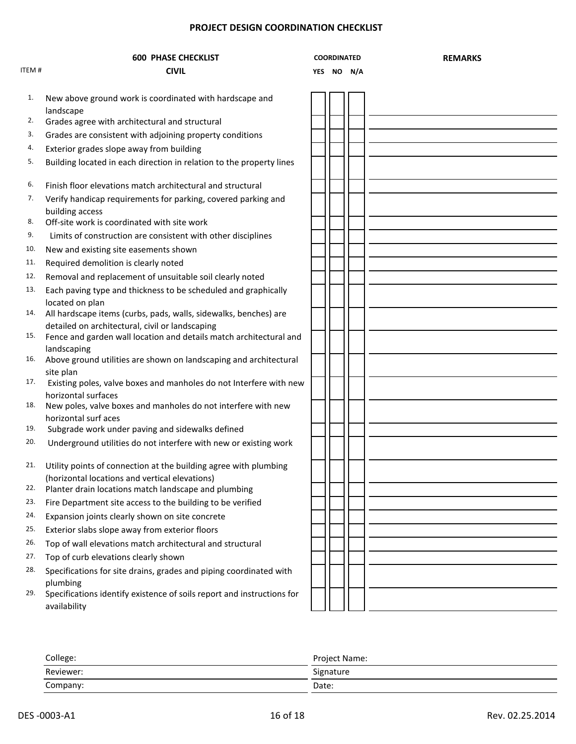# PROJECT DESIGN COORDINATION CHECKLIST

| ITEM # | 600 PHASE CHECKLIST<br>CIVIL | COORDINATED<br>YES | <br>NO | <br>N/A | REMARKS |
|---|---|---|---|---|---|
| 1. | New above ground work is coordinated with hardscape and landscape | | | | |
| 2. | Grades agree with architectural and structural | | | | |
| 3. | Grades are consistent with adjoining property conditions | | | | |
| 4. | Exterior grades slope away from building | | | | |
| 5. | Building located in each direction in relation to the property lines | | | | |
| 6. | Finish floor elevations match architectural and structural | | | | |
| 7. | Verify handicap requirements for parking, covered parking and building access | | | | |
| 8. | Off-site work is coordinated with site work | | | | |
| 9. | Limits of construction are consistent with other disciplines | | | | |
| 10. | New and existing site easements shown | | | | |
| 11. | Required demolition is clearly noted | | | | |
| 12. | Removal and replacement of unsuitable soil clearly noted | | | | |
| 13. | Each paving type and thickness to be scheduled and graphically located on plan | | | | |
| 14. | All hardscape items (curbs, pads, walls, sidewalks, benches) are detailed on architectural, civil or landscaping | | | | |
| 15. | Fence and garden wall location and details match architectural and landscaping | | | | |
| 16. | Above ground utilities are shown on landscaping and architectural site plan | | | | |
| 17. | Existing poles, valve boxes and manholes do not Interfere with new horizontal surfaces | | | | |
| 18. | New poles, valve boxes and manholes do not interfere with new horizontal surf aces | | | | |
| 19. | Subgrade work under paving and sidewalks defined | | | | |
| 20. | Underground utilities do not interfere with new or existing work | | | | |
| 21. | Utility points of connection at the building agree with plumbing (horizontal locations and vertical elevations) | | | | |
| 22. | Planter drain locations match landscape and plumbing | | | | |
| 23. | Fire Department site access to the building to be verified | | | | |
| 24. | Expansion joints clearly shown on site concrete | | | | |
| 25. | Exterior slabs slope away from exterior floors | | | | |
| 26. | Top of wall elevations match architectural and structural | | | | |
| 27. | Top of curb elevations clearly shown | | | | |
| 28. | Specifications for site drains, grades and piping coordinated with plumbing | | | | |
| 29. | Specifications identify existence of soils report and instructions for availability | | | | |

| | |
|---|---|
| College: | Project Name: |
| Reviewer: | Signature |
| Company: | Date: |

DES -0003-A1 Rev. 02.25.2014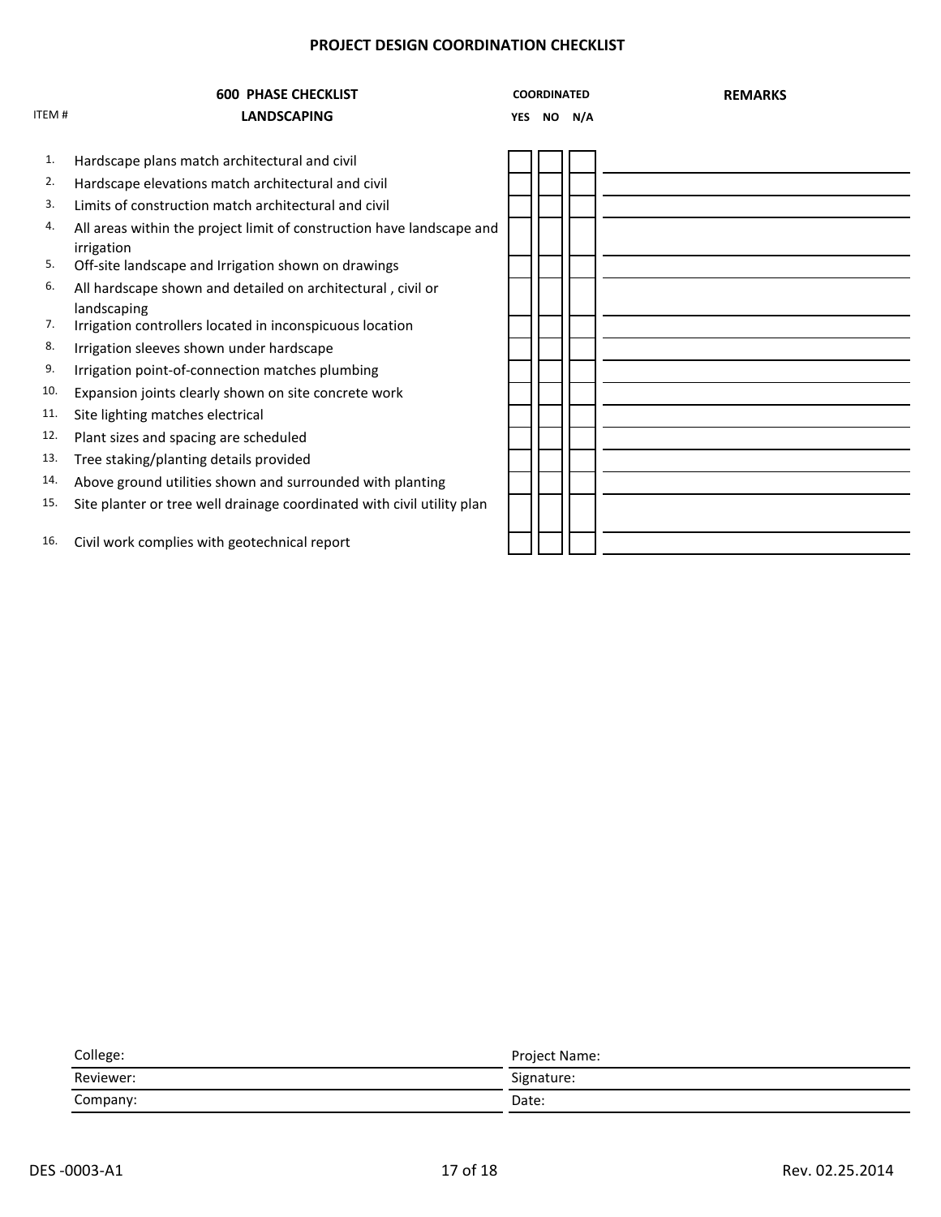# PROJECT DESIGN COORDINATION CHECKLIST

| ITEM # | 600 PHASE CHECKLIST<br>LANDSCAPING | COORDINATED<br>YES | <br>NO | <br>N/A | REMARKS |
|---|---|---|---|---|---|
| 1. | Hardscape plans match architectural and civil | | | | |
| 2. | Hardscape elevations match architectural and civil | | | | |
| 3. | Limits of construction match architectural and civil | | | | |
| 4. | All areas within the project limit of construction have landscape and irrigation | | | | |
| 5. | Off-site landscape and Irrigation shown on drawings | | | | |
| 6. | All hardscape shown and detailed on architectural , civil or landscaping | | | | |
| 7. | Irrigation controllers located in inconspicuous location | | | | |
| 8. | Irrigation sleeves shown under hardscape | | | | |
| 9. | Irrigation point-of-connection matches plumbing | | | | |
| 10. | Expansion joints clearly shown on site concrete work | | | | |
| 11. | Site lighting matches electrical | | | | |
| 12. | Plant sizes and spacing are scheduled | | | | |
| 13. | Tree staking/planting details provided | | | | |
| 14. | Above ground utilities shown and surrounded with planting | | | | |
| 15. | Site planter or tree well drainage coordinated with civil utility plan | | | | |
| 16. | Civil work complies with geotechnical report | | | | |

| | |
|---|---|
| College: | Project Name: |
| Reviewer: | Signature: |
| Company: | Date: |

DES -0003-A1 — Rev. 02.25.2014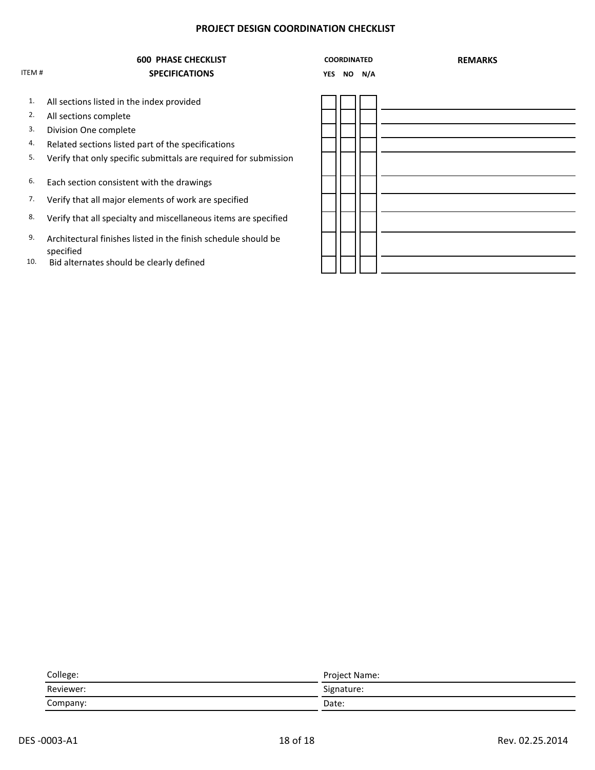# PROJECT DESIGN COORDINATION CHECKLIST

| ITEM # | 600 PHASE CHECKLIST<br>SPECIFICATIONS | COORDINATED<br>YES | <br>NO | <br>N/A | REMARKS |
|---|---|---|---|---|---|
| 1. | All sections listed in the index provided | | | | |
| 2. | All sections complete | | | | |
| 3. | Division One complete | | | | |
| 4. | Related sections listed part of the specifications | | | | |
| 5. | Verify that only specific submittals are required for submission | | | | |
| 6. | Each section consistent with the drawings | | | | |
| 7. | Verify that all major elements of work are specified | | | | |
| 8. | Verify that all specialty and miscellaneous items are specified | | | | |
| 9. | Architectural finishes listed in the finish schedule should be specified | | | | |
| 10. | Bid alternates should be clearly defined | | | | |

| | |
|---|---|
| College: | Project Name: |
| Reviewer: | Signature: |
| Company: | Date: |

DES -0003-A1 Rev. 02.25.2014